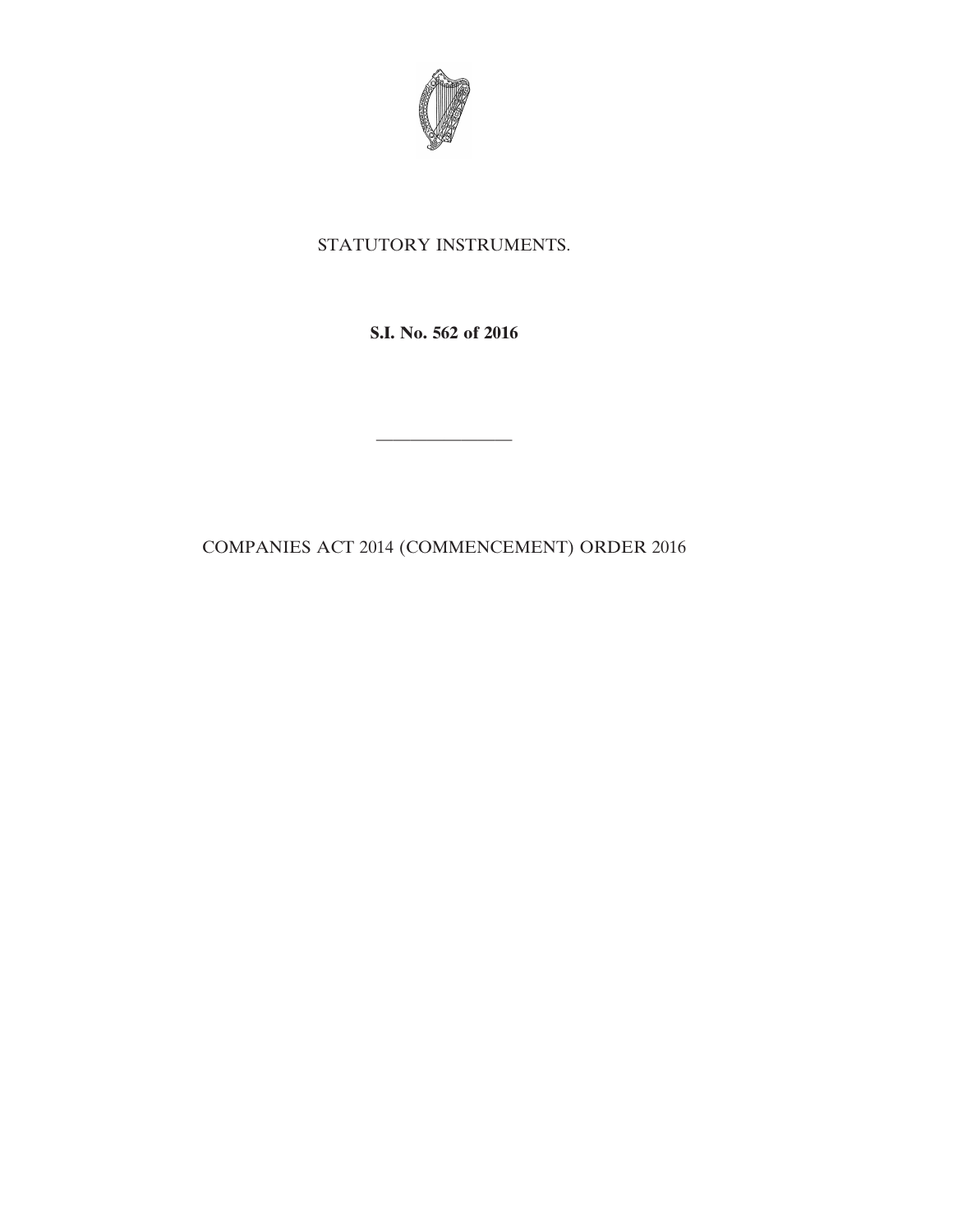STATUTORY INSTRUMENTS.

**S.I. No. 562 of 2016**

---

COMPANIES ACT 2014 (COMMENCEMENT) ORDER 2016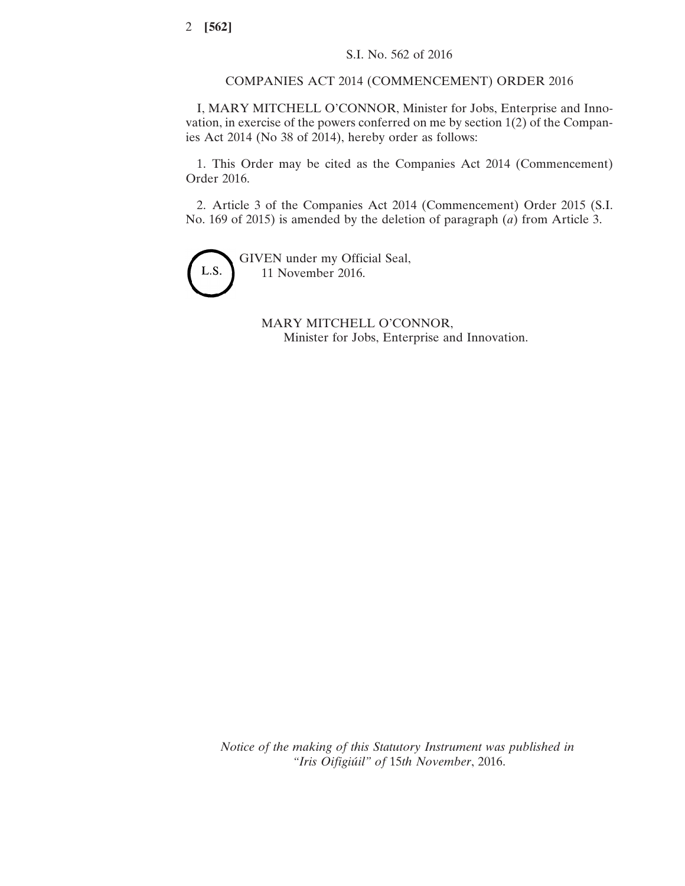S.I. No. 562 of 2016

COMPANIES ACT 2014 (COMMENCEMENT) ORDER 2016

I, MARY MITCHELL O'CONNOR, Minister for Jobs, Enterprise and Innovation, in exercise of the powers conferred on me by section 1(2) of the Companies Act 2014 (No 38 of 2014), hereby order as follows:

1. This Order may be cited as the Companies Act 2014 (Commencement) Order 2016.

2. Article 3 of the Companies Act 2014 (Commencement) Order 2015 (S.I. No. 169 of 2015) is amended by the deletion of paragraph (*a*) from Article 3.

L.S.

GIVEN under my Official Seal,
11 November 2016.

MARY MITCHELL O'CONNOR,
Minister for Jobs, Enterprise and Innovation.

*Notice of the making of this Statutory Instrument was published in "Iris Oifigiúil" of* 15*th November*, 2016.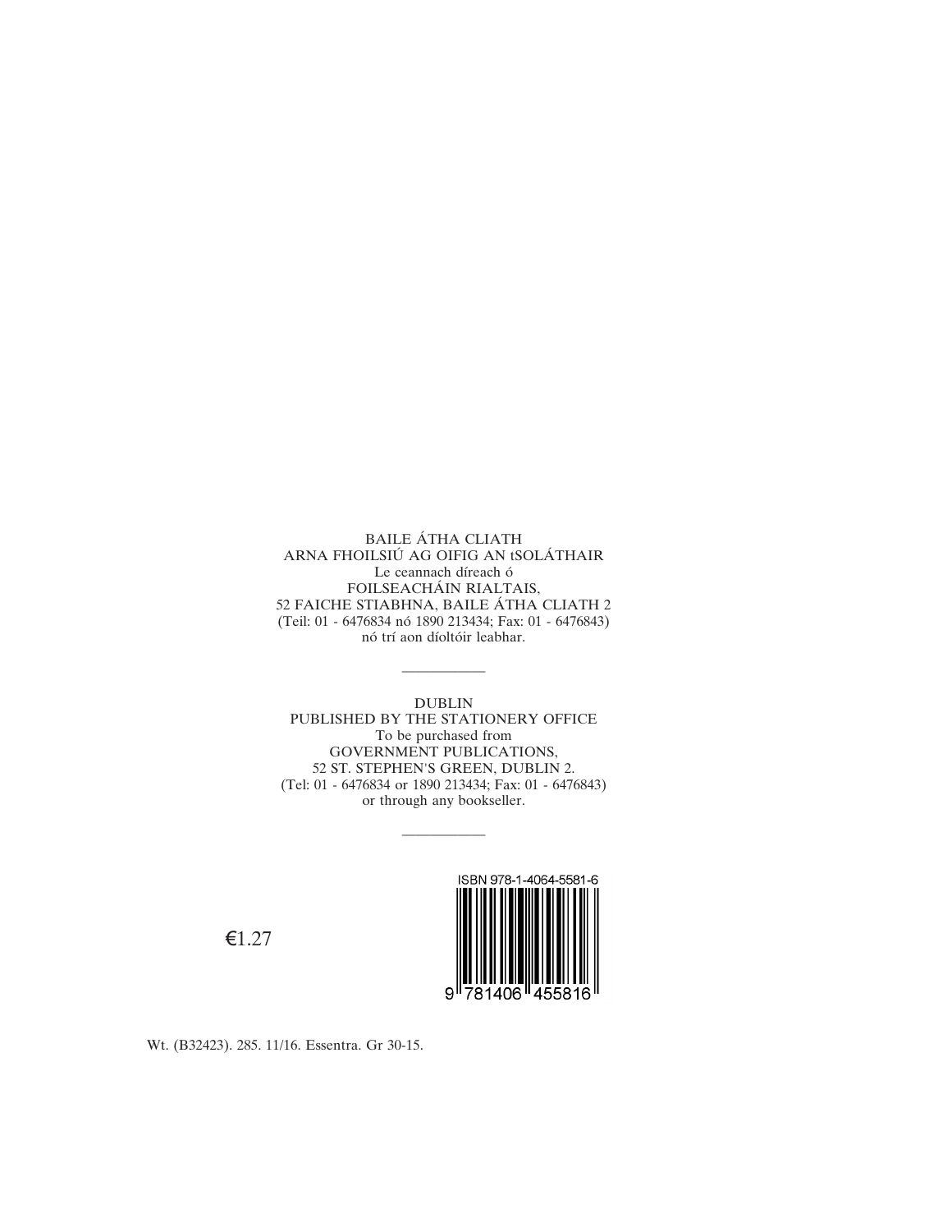BAILE ÁTHA CLIATH
ARNA FHOILSIÚ AG OIFIG AN tSOLÁTHAIR
Le ceannach díreach ó
FOILSEACHÁIN RIALTAIS,
52 FAICHE STIABHNA, BAILE ÁTHA CLIATH 2
(Teil: 01 - 6476834 nó 1890 213434; Fax: 01 - 6476843)
nó trí aon díoltóir leabhar.

---

DUBLIN
PUBLISHED BY THE STATIONERY OFFICE
To be purchased from
GOVERNMENT PUBLICATIONS,
52 ST. STEPHEN'S GREEN, DUBLIN 2.
(Tel: 01 - 6476834 or 1890 213434; Fax: 01 - 6476843)
or through any bookseller.

---

€1.27

ISBN 978-1-4064-5581-6

9 781406 455816

Wt. (B32423). 285. 11/16. Essentra. Gr 30-15.